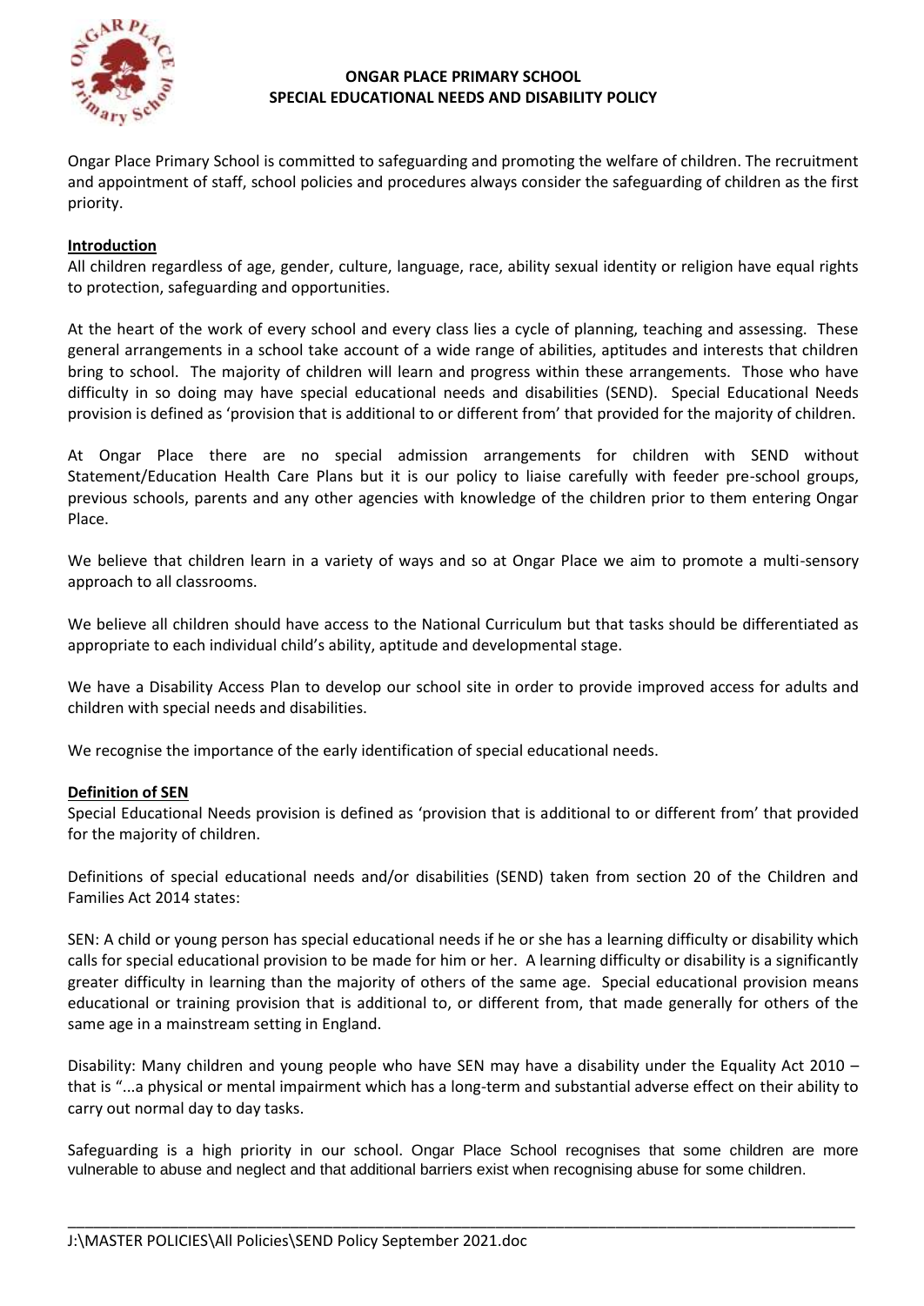# ONGAR PLACE PRIMARY SCHOOL
# SPECIAL EDUCATIONAL NEEDS AND DISABILITY POLICY

Ongar Place Primary School is committed to safeguarding and promoting the welfare of children. The recruitment and appointment of staff, school policies and procedures always consider the safeguarding of children as the first priority.

## Introduction

All children regardless of age, gender, culture, language, race, ability sexual identity or religion have equal rights to protection, safeguarding and opportunities.

At the heart of the work of every school and every class lies a cycle of planning, teaching and assessing. These general arrangements in a school take account of a wide range of abilities, aptitudes and interests that children bring to school. The majority of children will learn and progress within these arrangements. Those who have difficulty in so doing may have special educational needs and disabilities (SEND). Special Educational Needs provision is defined as 'provision that is additional to or different from' that provided for the majority of children.

At Ongar Place there are no special admission arrangements for children with SEND without Statement/Education Health Care Plans but it is our policy to liaise carefully with feeder pre-school groups, previous schools, parents and any other agencies with knowledge of the children prior to them entering Ongar Place.

We believe that children learn in a variety of ways and so at Ongar Place we aim to promote a multi-sensory approach to all classrooms.

We believe all children should have access to the National Curriculum but that tasks should be differentiated as appropriate to each individual child's ability, aptitude and developmental stage.

We have a Disability Access Plan to develop our school site in order to provide improved access for adults and children with special needs and disabilities.

We recognise the importance of the early identification of special educational needs.

## Definition of SEN

Special Educational Needs provision is defined as 'provision that is additional to or different from' that provided for the majority of children.

Definitions of special educational needs and/or disabilities (SEND) taken from section 20 of the Children and Families Act 2014 states:

SEN: A child or young person has special educational needs if he or she has a learning difficulty or disability which calls for special educational provision to be made for him or her. A learning difficulty or disability is a significantly greater difficulty in learning than the majority of others of the same age. Special educational provision means educational or training provision that is additional to, or different from, that made generally for others of the same age in a mainstream setting in England.

Disability: Many children and young people who have SEN may have a disability under the Equality Act 2010 – that is "...a physical or mental impairment which has a long-term and substantial adverse effect on their ability to carry out normal day to day tasks.

Safeguarding is a high priority in our school. Ongar Place School recognises that some children are more vulnerable to abuse and neglect and that additional barriers exist when recognising abuse for some children.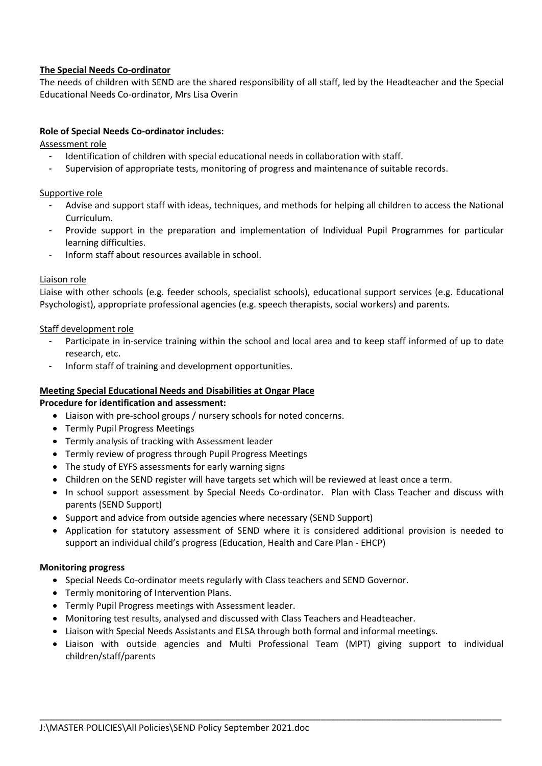**The Special Needs Co-ordinator**

The needs of children with SEND are the shared responsibility of all staff, led by the Headteacher and the Special Educational Needs Co-ordinator, Mrs Lisa Overin

**Role of Special Needs Co-ordinator includes:**

Assessment role

- Identification of children with special educational needs in collaboration with staff.
- Supervision of appropriate tests, monitoring of progress and maintenance of suitable records.

Supportive role

- Advise and support staff with ideas, techniques, and methods for helping all children to access the National Curriculum.
- Provide support in the preparation and implementation of Individual Pupil Programmes for particular learning difficulties.
- Inform staff about resources available in school.

Liaison role

Liaise with other schools (e.g. feeder schools, specialist schools), educational support services (e.g. Educational Psychologist), appropriate professional agencies (e.g. speech therapists, social workers) and parents.

Staff development role

- Participate in in-service training within the school and local area and to keep staff informed of up to date research, etc.
- Inform staff of training and development opportunities.

**Meeting Special Educational Needs and Disabilities at Ongar Place**

**Procedure for identification and assessment:**

- Liaison with pre-school groups / nursery schools for noted concerns.
- Termly Pupil Progress Meetings
- Termly analysis of tracking with Assessment leader
- Termly review of progress through Pupil Progress Meetings
- The study of EYFS assessments for early warning signs
- Children on the SEND register will have targets set which will be reviewed at least once a term.
- In school support assessment by Special Needs Co-ordinator. Plan with Class Teacher and discuss with parents (SEND Support)
- Support and advice from outside agencies where necessary (SEND Support)
- Application for statutory assessment of SEND where it is considered additional provision is needed to support an individual child's progress (Education, Health and Care Plan - EHCP)

**Monitoring progress**

- Special Needs Co-ordinator meets regularly with Class teachers and SEND Governor.
- Termly monitoring of Intervention Plans.
- Termly Pupil Progress meetings with Assessment leader.
- Monitoring test results, analysed and discussed with Class Teachers and Headteacher.
- Liaison with Special Needs Assistants and ELSA through both formal and informal meetings.
- Liaison with outside agencies and Multi Professional Team (MPT) giving support to individual children/staff/parents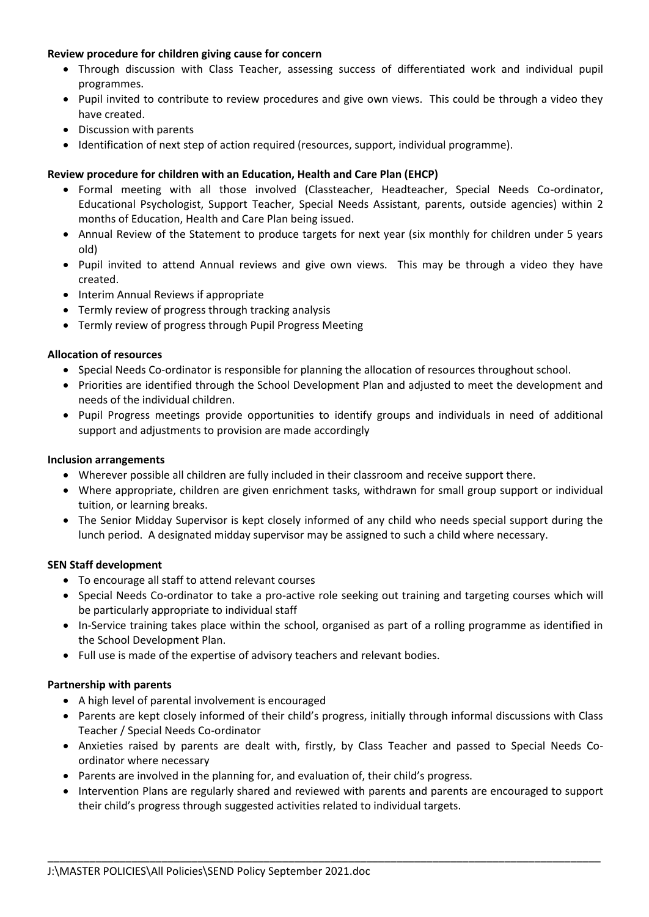**Review procedure for children giving cause for concern**

- Through discussion with Class Teacher, assessing success of differentiated work and individual pupil programmes.
- Pupil invited to contribute to review procedures and give own views. This could be through a video they have created.
- Discussion with parents
- Identification of next step of action required (resources, support, individual programme).

**Review procedure for children with an Education, Health and Care Plan (EHCP)**

- Formal meeting with all those involved (Classteacher, Headteacher, Special Needs Co-ordinator, Educational Psychologist, Support Teacher, Special Needs Assistant, parents, outside agencies) within 2 months of Education, Health and Care Plan being issued.
- Annual Review of the Statement to produce targets for next year (six monthly for children under 5 years old)
- Pupil invited to attend Annual reviews and give own views. This may be through a video they have created.
- Interim Annual Reviews if appropriate
- Termly review of progress through tracking analysis
- Termly review of progress through Pupil Progress Meeting

**Allocation of resources**

- Special Needs Co-ordinator is responsible for planning the allocation of resources throughout school.
- Priorities are identified through the School Development Plan and adjusted to meet the development and needs of the individual children.
- Pupil Progress meetings provide opportunities to identify groups and individuals in need of additional support and adjustments to provision are made accordingly

**Inclusion arrangements**

- Wherever possible all children are fully included in their classroom and receive support there.
- Where appropriate, children are given enrichment tasks, withdrawn for small group support or individual tuition, or learning breaks.
- The Senior Midday Supervisor is kept closely informed of any child who needs special support during the lunch period. A designated midday supervisor may be assigned to such a child where necessary.

**SEN Staff development**

- To encourage all staff to attend relevant courses
- Special Needs Co-ordinator to take a pro-active role seeking out training and targeting courses which will be particularly appropriate to individual staff
- In-Service training takes place within the school, organised as part of a rolling programme as identified in the School Development Plan.
- Full use is made of the expertise of advisory teachers and relevant bodies.

**Partnership with parents**

- A high level of parental involvement is encouraged
- Parents are kept closely informed of their child's progress, initially through informal discussions with Class Teacher / Special Needs Co-ordinator
- Anxieties raised by parents are dealt with, firstly, by Class Teacher and passed to Special Needs Co-ordinator where necessary
- Parents are involved in the planning for, and evaluation of, their child's progress.
- Intervention Plans are regularly shared and reviewed with parents and parents are encouraged to support their child's progress through suggested activities related to individual targets.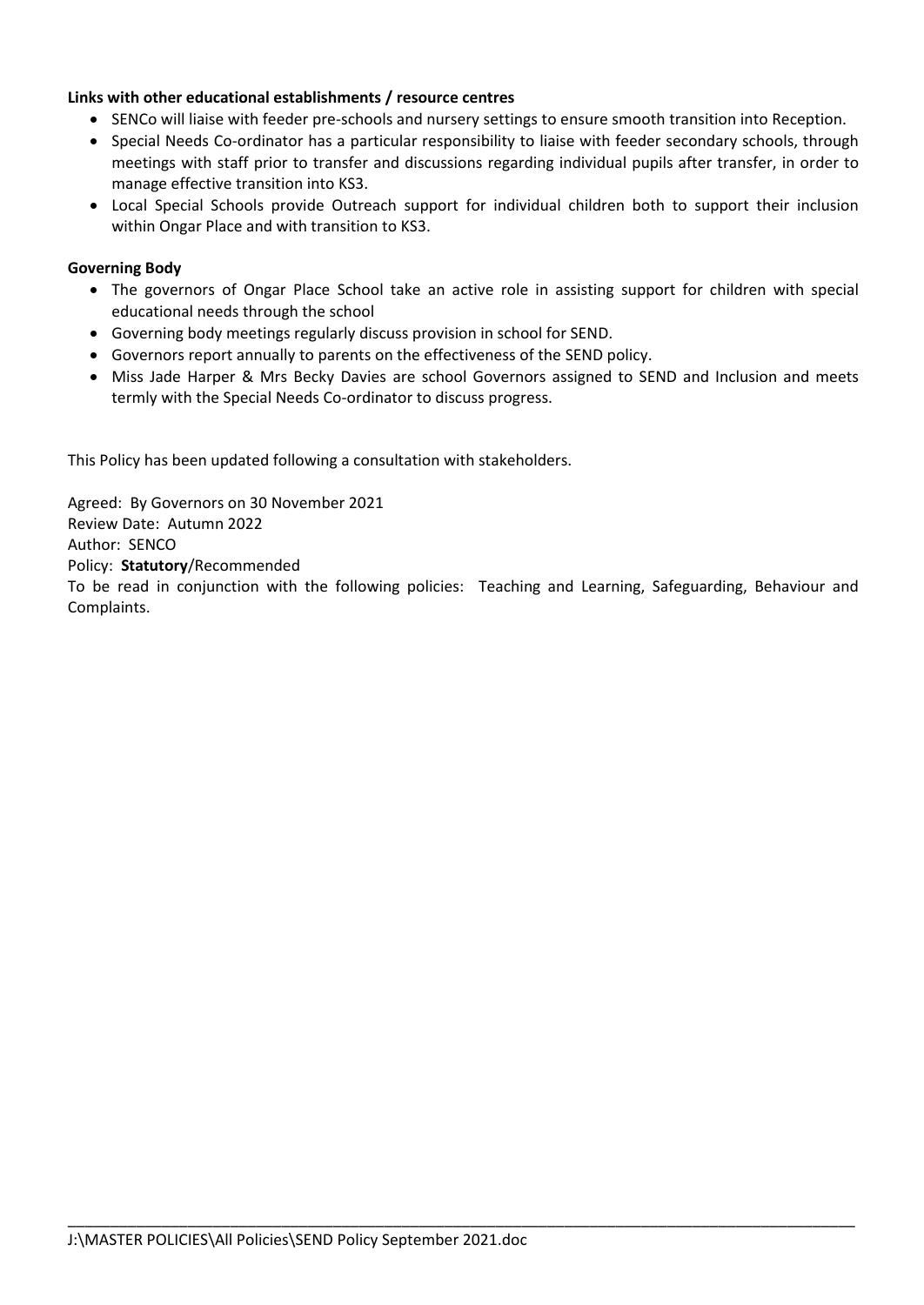**Links with other educational establishments / resource centres**

- SENCo will liaise with feeder pre-schools and nursery settings to ensure smooth transition into Reception.
- Special Needs Co-ordinator has a particular responsibility to liaise with feeder secondary schools, through meetings with staff prior to transfer and discussions regarding individual pupils after transfer, in order to manage effective transition into KS3.
- Local Special Schools provide Outreach support for individual children both to support their inclusion within Ongar Place and with transition to KS3.

**Governing Body**

- The governors of Ongar Place School take an active role in assisting support for children with special educational needs through the school
- Governing body meetings regularly discuss provision in school for SEND.
- Governors report annually to parents on the effectiveness of the SEND policy.
- Miss Jade Harper & Mrs Becky Davies are school Governors assigned to SEND and Inclusion and meets termly with the Special Needs Co-ordinator to discuss progress.

This Policy has been updated following a consultation with stakeholders.

Agreed: By Governors on 30 November 2021
Review Date: Autumn 2022
Author: SENCO
Policy: **Statutory**/Recommended
To be read in conjunction with the following policies: Teaching and Learning, Safeguarding, Behaviour and Complaints.